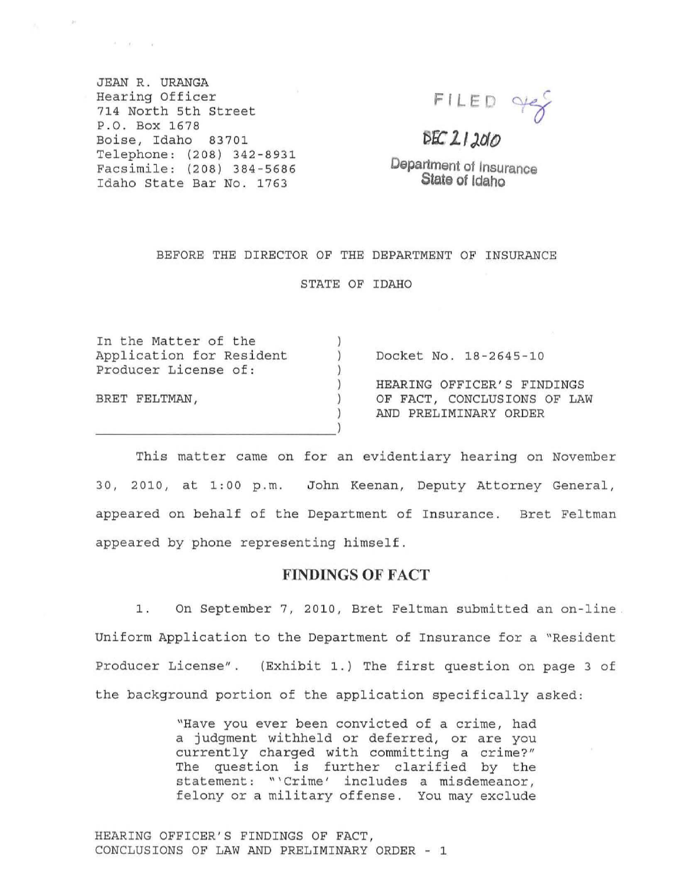JEAN R. URANGA
Hearing Officer
714 North 5th Street
P.O. Box 1678
Boise, Idaho 83701
Telephone: (208) 342-8931
Facsimile: (208) 384-5686
Idaho State Bar No. 1763

FILED
DEC 21 2010
Department of Insurance
State of Idaho

BEFORE THE DIRECTOR OF THE DEPARTMENT OF INSURANCE

STATE OF IDAHO

In the Matter of the Application for Resident Producer License of:

BRET FELTMAN,

Docket No. 18-2645-10

HEARING OFFICER'S FINDINGS OF FACT, CONCLUSIONS OF LAW AND PRELIMINARY ORDER

This matter came on for an evidentiary hearing on November 30, 2010, at 1:00 p.m. John Keenan, Deputy Attorney General, appeared on behalf of the Department of Insurance. Bret Feltman appeared by phone representing himself.

## FINDINGS OF FACT

1. On September 7, 2010, Bret Feltman submitted an on-line Uniform Application to the Department of Insurance for a "Resident Producer License". (Exhibit 1.) The first question on page 3 of the background portion of the application specifically asked:

> "Have you ever been convicted of a crime, had a judgment withheld or deferred, or are you currently charged with committing a crime?" The question is further clarified by the statement: "'Crime' includes a misdemeanor, felony or a military offense. You may exclude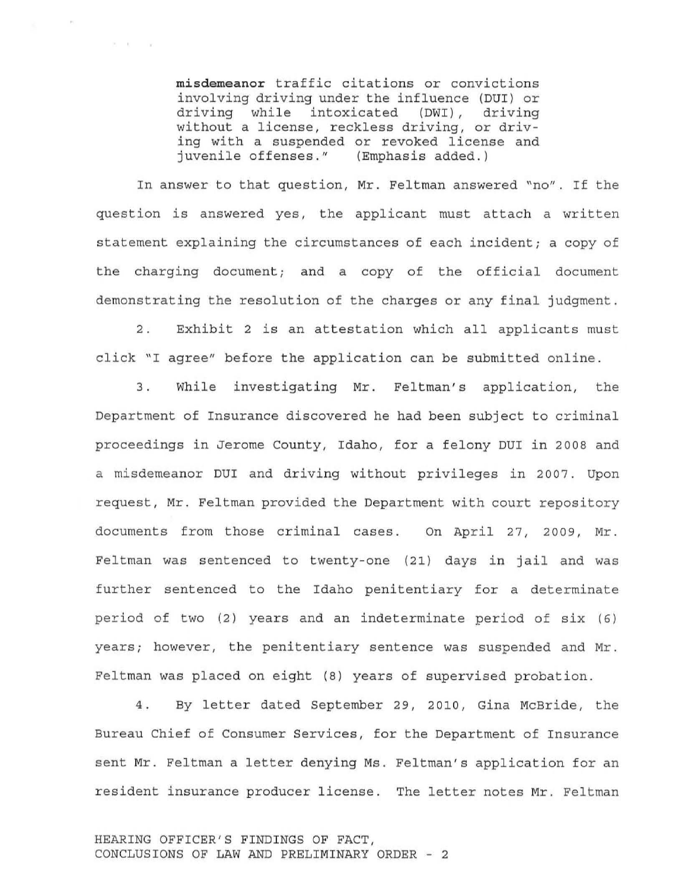> **misdemeanor** traffic citations or convictions involving driving under the influence (DUI) or driving while intoxicated (DWI), driving without a license, reckless driving, or driving with a suspended or revoked license and juvenile offenses." (Emphasis added.)

In answer to that question, Mr. Feltman answered "no". If the question is answered yes, the applicant must attach a written statement explaining the circumstances of each incident; a copy of the charging document; and a copy of the official document demonstrating the resolution of the charges or any final judgment.

2. Exhibit 2 is an attestation which all applicants must click "I agree" before the application can be submitted online.

3. While investigating Mr. Feltman's application, the Department of Insurance discovered he had been subject to criminal proceedings in Jerome County, Idaho, for a felony DUI in 2008 and a misdemeanor DUI and driving without privileges in 2007. Upon request, Mr. Feltman provided the Department with court repository documents from those criminal cases. On April 27, 2009, Mr. Feltman was sentenced to twenty-one (21) days in jail and was further sentenced to the Idaho penitentiary for a determinate period of two (2) years and an indeterminate period of six (6) years; however, the penitentiary sentence was suspended and Mr. Feltman was placed on eight (8) years of supervised probation.

4. By letter dated September 29, 2010, Gina McBride, the Bureau Chief of Consumer Services, for the Department of Insurance sent Mr. Feltman a letter denying Ms. Feltman's application for an resident insurance producer license. The letter notes Mr. Feltman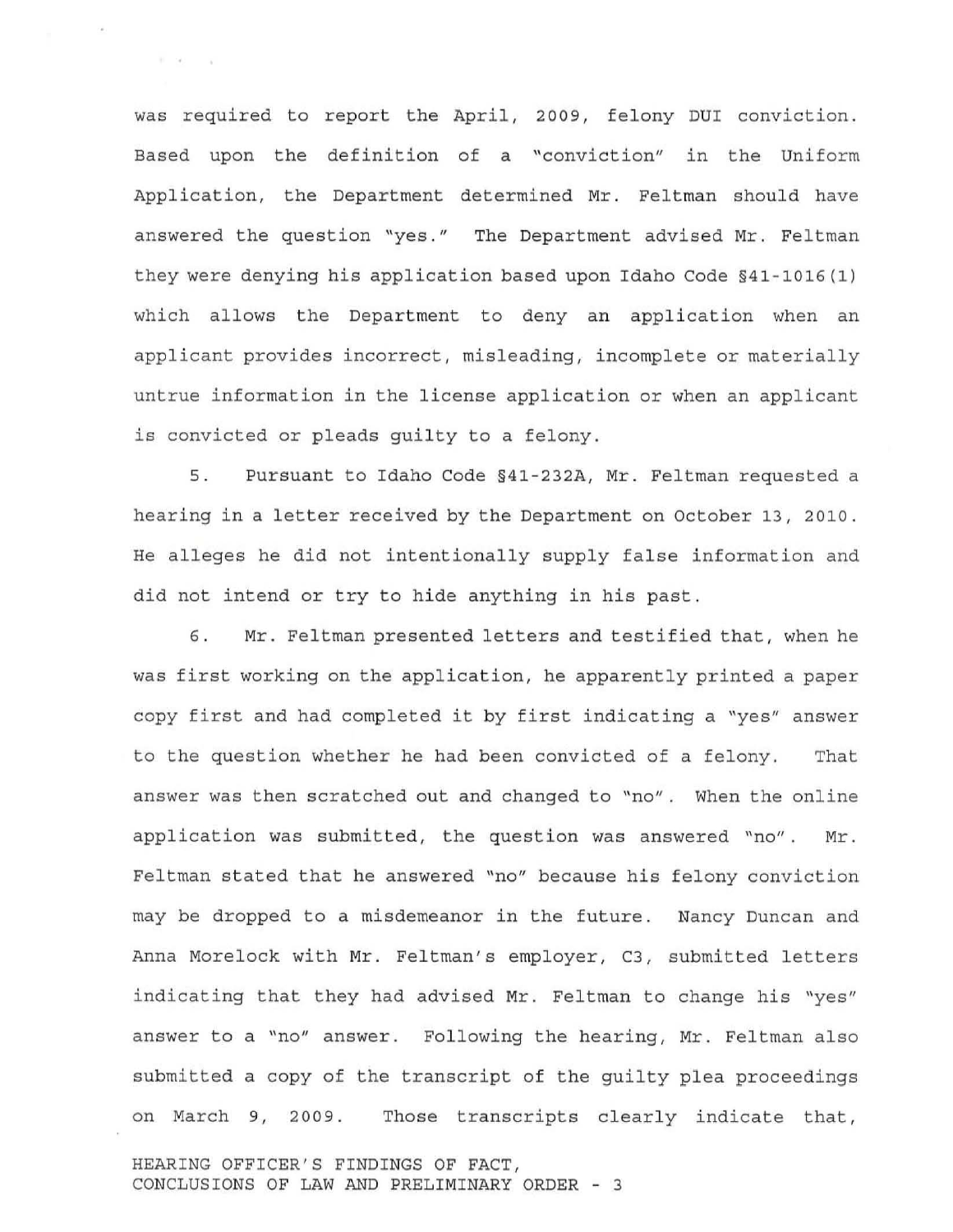was required to report the April, 2009, felony DUI conviction. Based upon the definition of a "conviction" in the Uniform Application, the Department determined Mr. Feltman should have answered the question "yes." The Department advised Mr. Feltman they were denying his application based upon Idaho Code §41-1016(1) which allows the Department to deny an application when an applicant provides incorrect, misleading, incomplete or materially untrue information in the license application or when an applicant is convicted or pleads guilty to a felony.

5. Pursuant to Idaho Code §41-232A, Mr. Feltman requested a hearing in a letter received by the Department on October 13, 2010. He alleges he did not intentionally supply false information and did not intend or try to hide anything in his past.

6. Mr. Feltman presented letters and testified that, when he was first working on the application, he apparently printed a paper copy first and had completed it by first indicating a "yes" answer to the question whether he had been convicted of a felony. That answer was then scratched out and changed to "no". When the online application was submitted, the question was answered "no". Mr. Feltman stated that he answered "no" because his felony conviction may be dropped to a misdemeanor in the future. Nancy Duncan and Anna Morelock with Mr. Feltman's employer, C3, submitted letters indicating that they had advised Mr. Feltman to change his "yes" answer to a "no" answer. Following the hearing, Mr. Feltman also submitted a copy of the transcript of the guilty plea proceedings on March 9, 2009. Those transcripts clearly indicate that,

HEARING OFFICER'S FINDINGS OF FACT, CONCLUSIONS OF LAW AND PRELIMINARY ORDER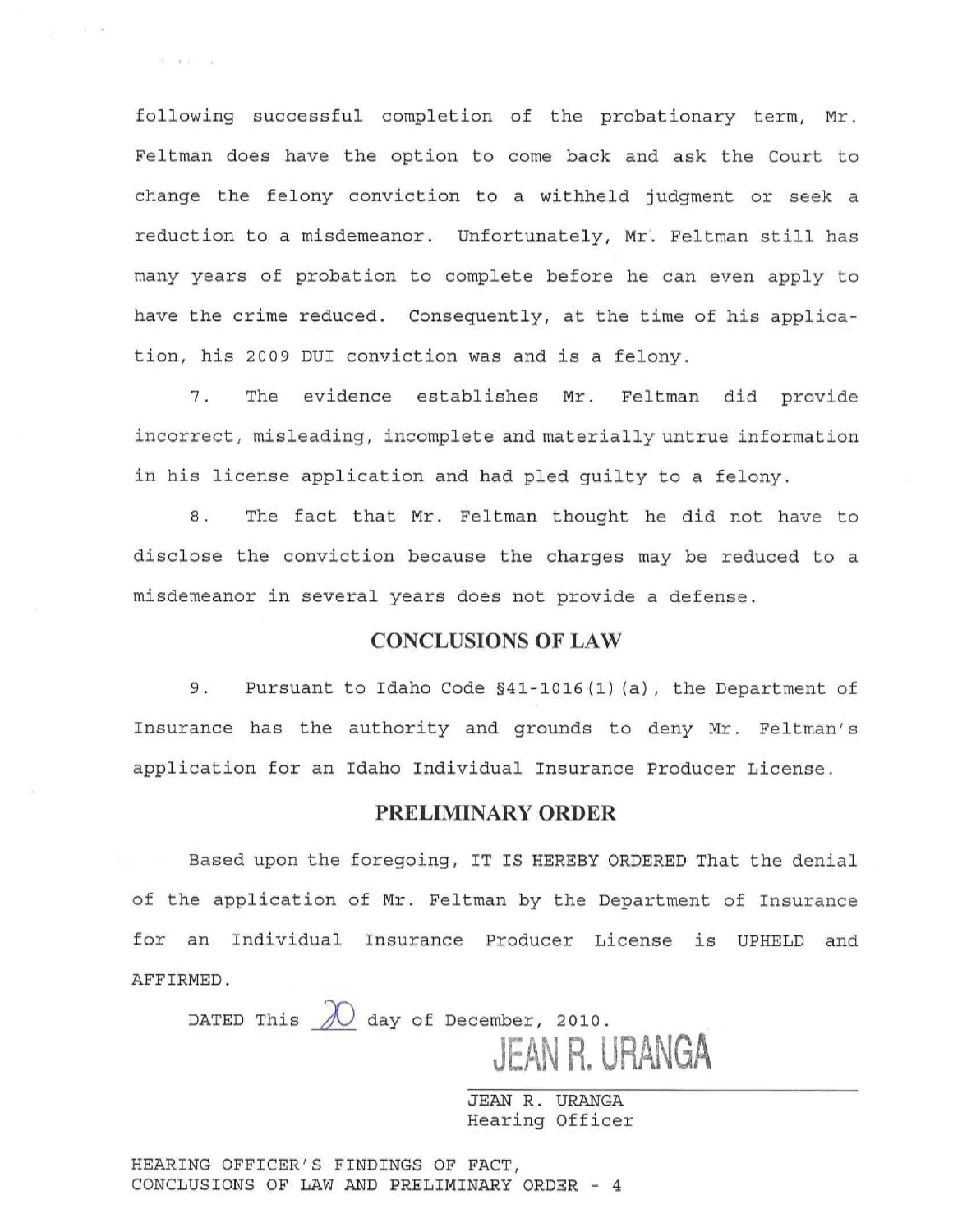following successful completion of the probationary term, Mr. Feltman does have the option to come back and ask the Court to change the felony conviction to a withheld judgment or seek a reduction to a misdemeanor. Unfortunately, Mr. Feltman still has many years of probation to complete before he can even apply to have the crime reduced. Consequently, at the time of his application, his 2009 DUI conviction was and is a felony.

7. The evidence establishes Mr. Feltman did provide incorrect, misleading, incomplete and materially untrue information in his license application and had pled guilty to a felony.

8. The fact that Mr. Feltman thought he did not have to disclose the conviction because the charges may be reduced to a misdemeanor in several years does not provide a defense.

## CONCLUSIONS OF LAW

9. Pursuant to Idaho Code §41-1016(1)(a), the Department of Insurance has the authority and grounds to deny Mr. Feltman's application for an Idaho Individual Insurance Producer License.

## PRELIMINARY ORDER

Based upon the foregoing, IT IS HEREBY ORDERED That the denial of the application of Mr. Feltman by the Department of Insurance for an Individual Insurance Producer License is UPHELD and AFFIRMED.

DATED This 20 day of December, 2010.

JEAN R. URANGA

JEAN R. URANGA
Hearing Officer

HEARING OFFICER'S FINDINGS OF FACT, CONCLUSIONS OF LAW AND PRELIMINARY ORDER - 4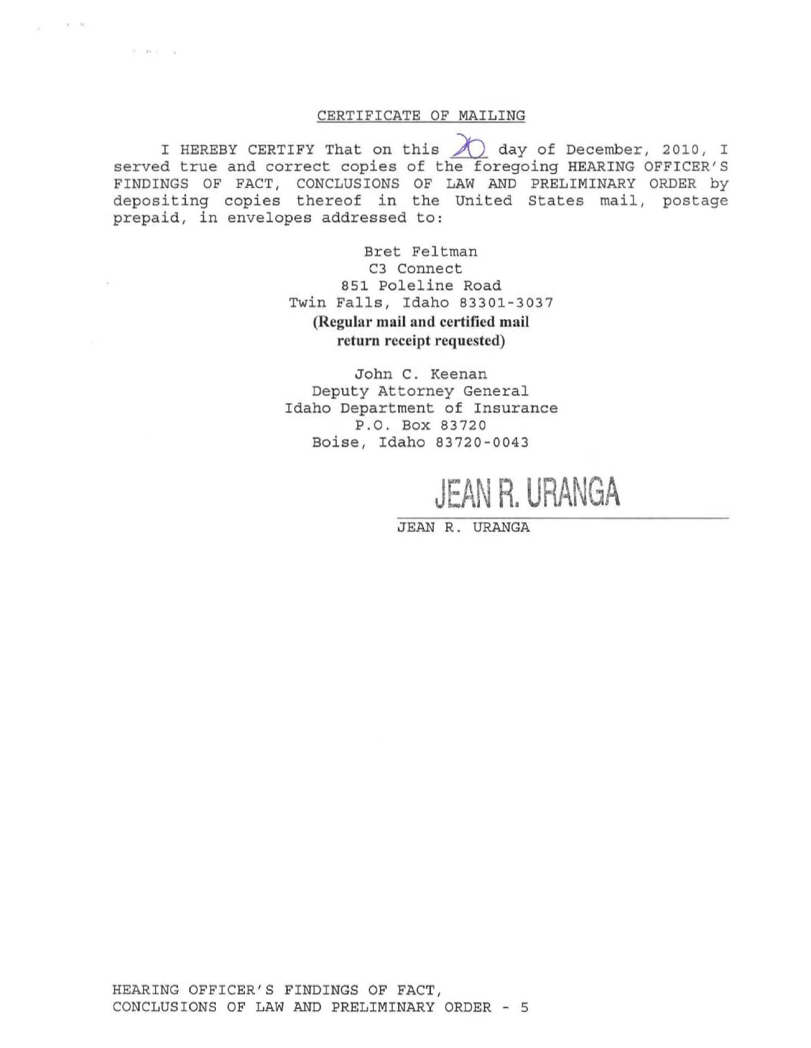## CERTIFICATE OF MAILING

I HEREBY CERTIFY That on this 20 day of December, 2010, I served true and correct copies of the foregoing HEARING OFFICER'S FINDINGS OF FACT, CONCLUSIONS OF LAW AND PRELIMINARY ORDER by depositing copies thereof in the United States mail, postage prepaid, in envelopes addressed to:

Bret Feltman
C3 Connect
851 Poleline Road
Twin Falls, Idaho 83301-3037
**(Regular mail and certified mail return receipt requested)**

John C. Keenan
Deputy Attorney General
Idaho Department of Insurance
P.O. Box 83720
Boise, Idaho 83720-0043

JEAN R. URANGA

JEAN R. URANGA